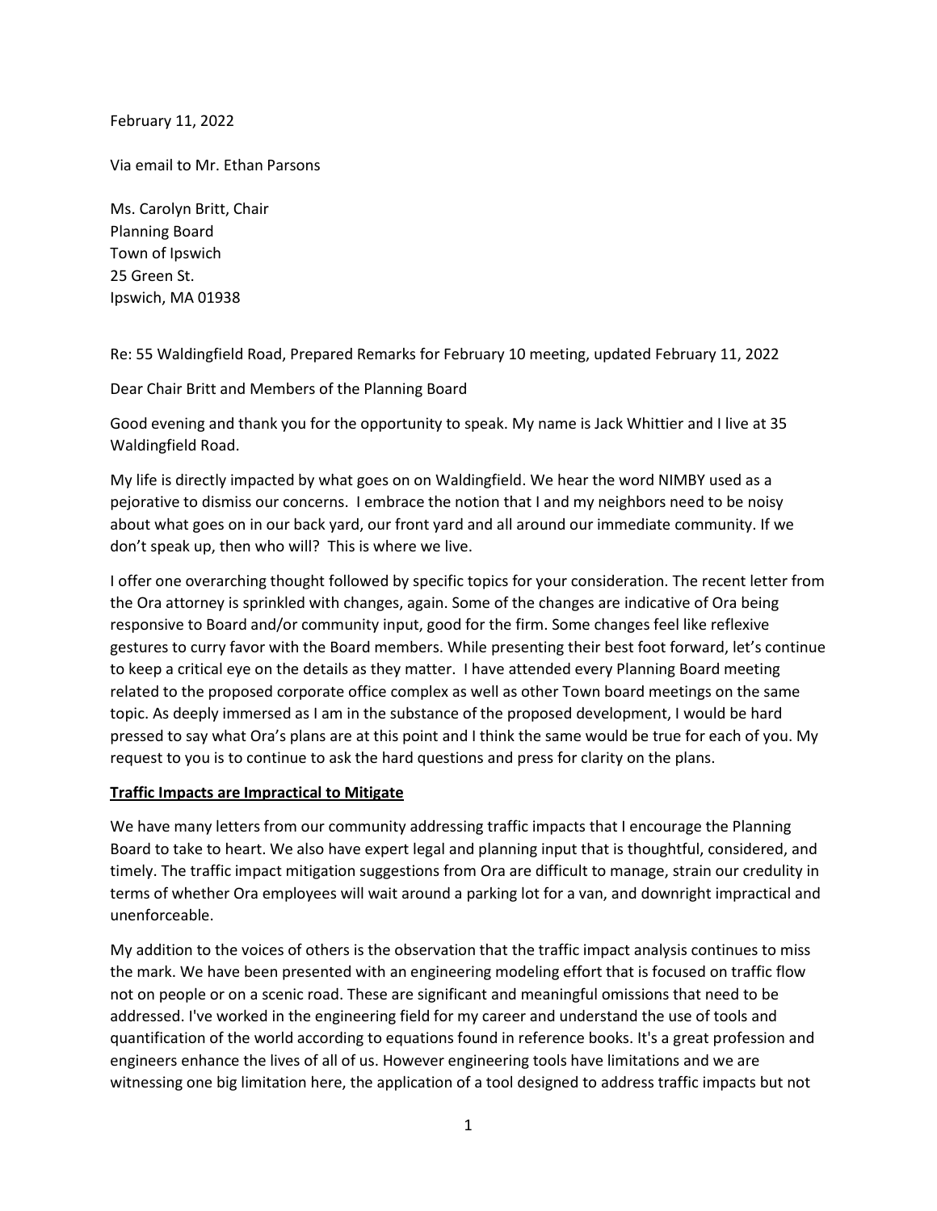February 11, 2022

Via email to Mr. Ethan Parsons

Ms. Carolyn Britt, Chair
Planning Board
Town of Ipswich
25 Green St.
Ipswich, MA 01938

Re: 55 Waldingfield Road, Prepared Remarks for February 10 meeting, updated February 11, 2022

Dear Chair Britt and Members of the Planning Board

Good evening and thank you for the opportunity to speak. My name is Jack Whittier and I live at 35 Waldingfield Road.

My life is directly impacted by what goes on on Waldingfield. We hear the word NIMBY used as a pejorative to dismiss our concerns. I embrace the notion that I and my neighbors need to be noisy about what goes on in our back yard, our front yard and all around our immediate community. If we don't speak up, then who will? This is where we live.

I offer one overarching thought followed by specific topics for your consideration. The recent letter from the Ora attorney is sprinkled with changes, again. Some of the changes are indicative of Ora being responsive to Board and/or community input, good for the firm. Some changes feel like reflexive gestures to curry favor with the Board members. While presenting their best foot forward, let's continue to keep a critical eye on the details as they matter. I have attended every Planning Board meeting related to the proposed corporate office complex as well as other Town board meetings on the same topic. As deeply immersed as I am in the substance of the proposed development, I would be hard pressed to say what Ora's plans are at this point and I think the same would be true for each of you. My request to you is to continue to ask the hard questions and press for clarity on the plans.

**Traffic Impacts are Impractical to Mitigate**

We have many letters from our community addressing traffic impacts that I encourage the Planning Board to take to heart. We also have expert legal and planning input that is thoughtful, considered, and timely. The traffic impact mitigation suggestions from Ora are difficult to manage, strain our credulity in terms of whether Ora employees will wait around a parking lot for a van, and downright impractical and unenforceable.

My addition to the voices of others is the observation that the traffic impact analysis continues to miss the mark. We have been presented with an engineering modeling effort that is focused on traffic flow not on people or on a scenic road. These are significant and meaningful omissions that need to be addressed. I've worked in the engineering field for my career and understand the use of tools and quantification of the world according to equations found in reference books. It's a great profession and engineers enhance the lives of all of us. However engineering tools have limitations and we are witnessing one big limitation here, the application of a tool designed to address traffic impacts but not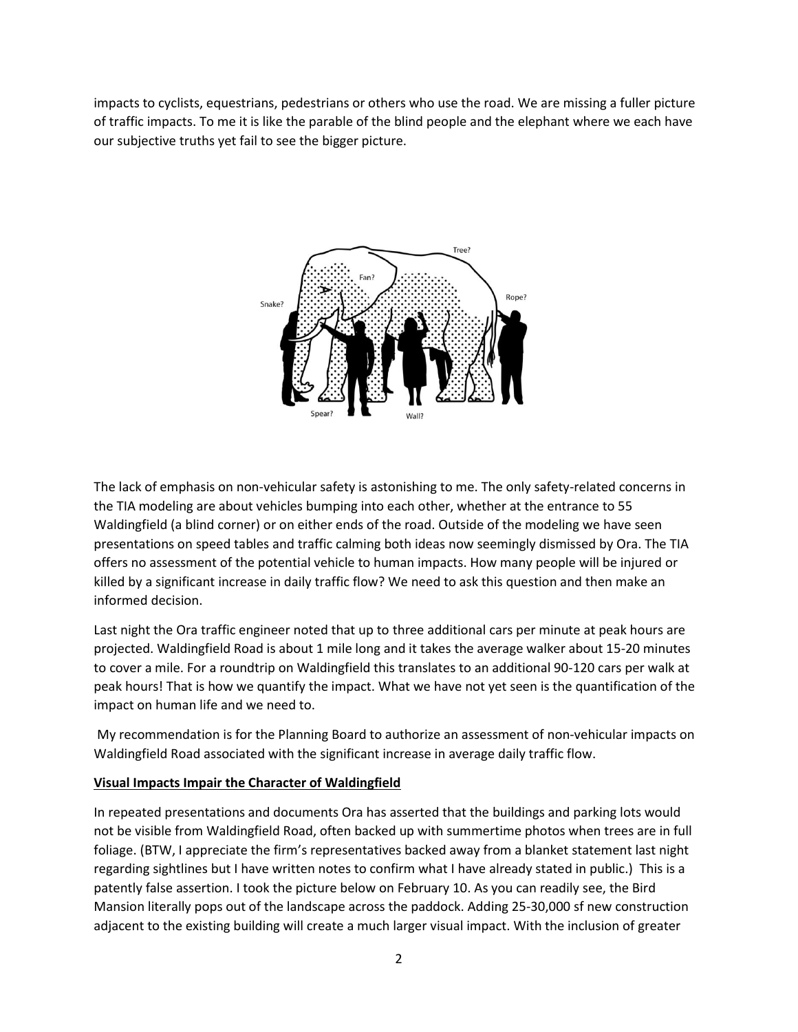impacts to cyclists, equestrians, pedestrians or others who use the road. We are missing a fuller picture of traffic impacts. To me it is like the parable of the blind people and the elephant where we each have our subjective truths yet fail to see the bigger picture.

The lack of emphasis on non-vehicular safety is astonishing to me. The only safety-related concerns in the TIA modeling are about vehicles bumping into each other, whether at the entrance to 55 Waldingfield (a blind corner) or on either ends of the road. Outside of the modeling we have seen presentations on speed tables and traffic calming both ideas now seemingly dismissed by Ora. The TIA offers no assessment of the potential vehicle to human impacts. How many people will be injured or killed by a significant increase in daily traffic flow? We need to ask this question and then make an informed decision.

Last night the Ora traffic engineer noted that up to three additional cars per minute at peak hours are projected. Waldingfield Road is about 1 mile long and it takes the average walker about 15-20 minutes to cover a mile. For a roundtrip on Waldingfield this translates to an additional 90-120 cars per walk at peak hours! That is how we quantify the impact. What we have not yet seen is the quantification of the impact on human life and we need to.

My recommendation is for the Planning Board to authorize an assessment of non-vehicular impacts on Waldingfield Road associated with the significant increase in average daily traffic flow.

**Visual Impacts Impair the Character of Waldingfield**

In repeated presentations and documents Ora has asserted that the buildings and parking lots would not be visible from Waldingfield Road, often backed up with summertime photos when trees are in full foliage. (BTW, I appreciate the firm's representatives backed away from a blanket statement last night regarding sightlines but I have written notes to confirm what I have already stated in public.) This is a patently false assertion. I took the picture below on February 10. As you can readily see, the Bird Mansion literally pops out of the landscape across the paddock. Adding 25-30,000 sf new construction adjacent to the existing building will create a much larger visual impact. With the inclusion of greater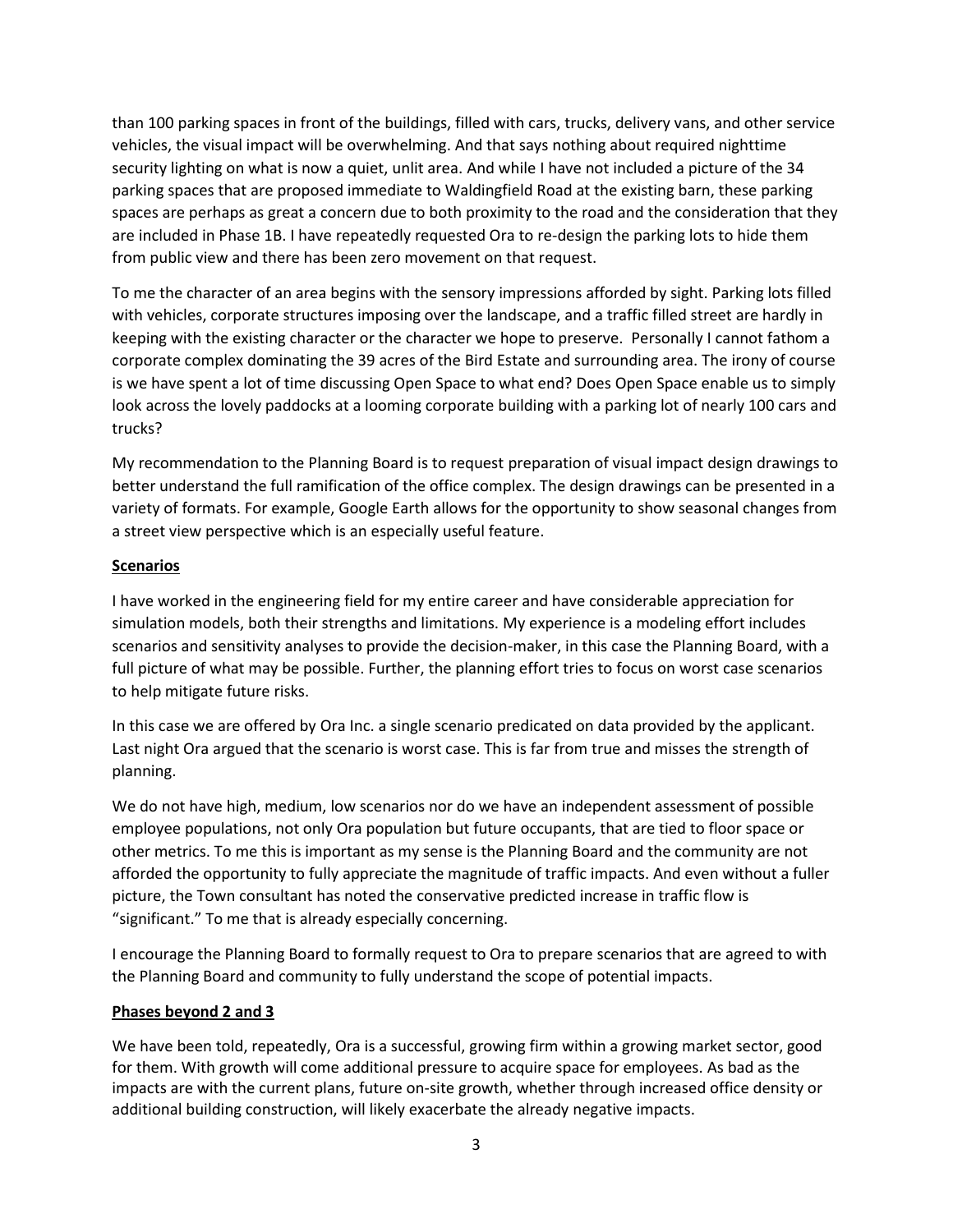than 100 parking spaces in front of the buildings, filled with cars, trucks, delivery vans, and other service vehicles, the visual impact will be overwhelming. And that says nothing about required nighttime security lighting on what is now a quiet, unlit area. And while I have not included a picture of the 34 parking spaces that are proposed immediate to Waldingfield Road at the existing barn, these parking spaces are perhaps as great a concern due to both proximity to the road and the consideration that they are included in Phase 1B. I have repeatedly requested Ora to re-design the parking lots to hide them from public view and there has been zero movement on that request.

To me the character of an area begins with the sensory impressions afforded by sight. Parking lots filled with vehicles, corporate structures imposing over the landscape, and a traffic filled street are hardly in keeping with the existing character or the character we hope to preserve. Personally I cannot fathom a corporate complex dominating the 39 acres of the Bird Estate and surrounding area. The irony of course is we have spent a lot of time discussing Open Space to what end? Does Open Space enable us to simply look across the lovely paddocks at a looming corporate building with a parking lot of nearly 100 cars and trucks?

My recommendation to the Planning Board is to request preparation of visual impact design drawings to better understand the full ramification of the office complex. The design drawings can be presented in a variety of formats. For example, Google Earth allows for the opportunity to show seasonal changes from a street view perspective which is an especially useful feature.

**Scenarios**

I have worked in the engineering field for my entire career and have considerable appreciation for simulation models, both their strengths and limitations. My experience is a modeling effort includes scenarios and sensitivity analyses to provide the decision-maker, in this case the Planning Board, with a full picture of what may be possible. Further, the planning effort tries to focus on worst case scenarios to help mitigate future risks.

In this case we are offered by Ora Inc. a single scenario predicated on data provided by the applicant. Last night Ora argued that the scenario is worst case. This is far from true and misses the strength of planning.

We do not have high, medium, low scenarios nor do we have an independent assessment of possible employee populations, not only Ora population but future occupants, that are tied to floor space or other metrics. To me this is important as my sense is the Planning Board and the community are not afforded the opportunity to fully appreciate the magnitude of traffic impacts. And even without a fuller picture, the Town consultant has noted the conservative predicted increase in traffic flow is "significant." To me that is already especially concerning.

I encourage the Planning Board to formally request to Ora to prepare scenarios that are agreed to with the Planning Board and community to fully understand the scope of potential impacts.

**Phases beyond 2 and 3**

We have been told, repeatedly, Ora is a successful, growing firm within a growing market sector, good for them. With growth will come additional pressure to acquire space for employees. As bad as the impacts are with the current plans, future on-site growth, whether through increased office density or additional building construction, will likely exacerbate the already negative impacts.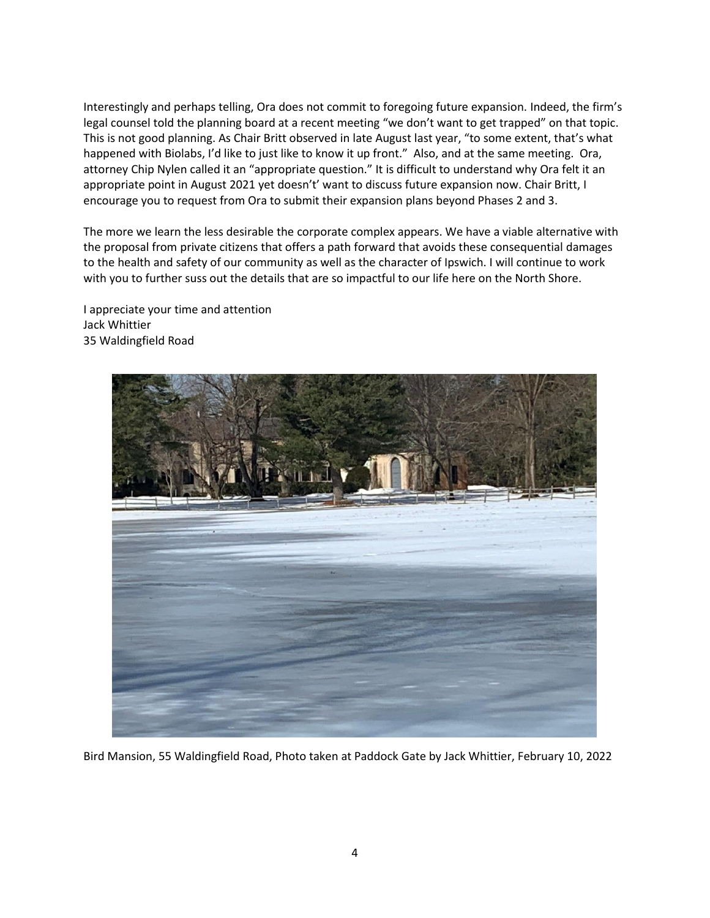Interestingly and perhaps telling, Ora does not commit to foregoing future expansion. Indeed, the firm's legal counsel told the planning board at a recent meeting "we don't want to get trapped" on that topic. This is not good planning. As Chair Britt observed in late August last year, "to some extent, that's what happened with Biolabs, I'd like to just like to know it up front." Also, and at the same meeting. Ora, attorney Chip Nylen called it an "appropriate question." It is difficult to understand why Ora felt it an appropriate point in August 2021 yet doesn't' want to discuss future expansion now. Chair Britt, I encourage you to request from Ora to submit their expansion plans beyond Phases 2 and 3.

The more we learn the less desirable the corporate complex appears. We have a viable alternative with the proposal from private citizens that offers a path forward that avoids these consequential damages to the health and safety of our community as well as the character of Ipswich. I will continue to work with you to further suss out the details that are so impactful to our life here on the North Shore.

I appreciate your time and attention
Jack Whittier
35 Waldingfield Road

Bird Mansion, 55 Waldingfield Road, Photo taken at Paddock Gate by Jack Whittier, February 10, 2022